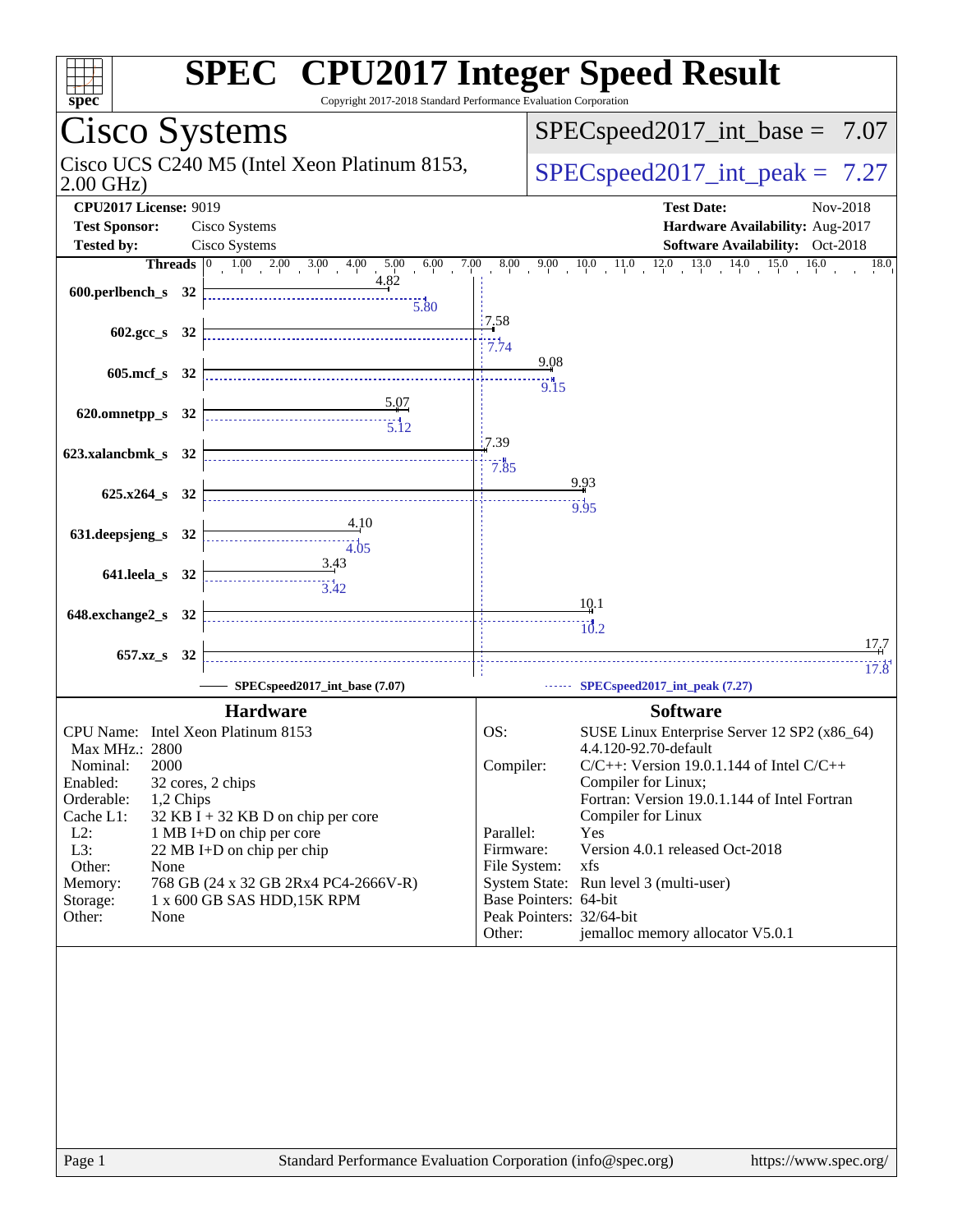# SPEC CPU2017 Integer Speed Result

Copyright 2017-2018 Standard Performance Evaluation Corporation

## Cisco Systems

Cisco UCS C240 M5 (Intel Xeon Platinum 8153, 2.00 GHz)

SPECspeed2017_int_base = 7.07

SPECspeed2017_int_peak = 7.27

**CPU2017 License:** 9019
**Test Sponsor:** Cisco Systems
**Tested by:** Cisco Systems

**Test Date:** Nov-2018
**Hardware Availability:** Aug-2017
**Software Availability:** Oct-2018

| Benchmark | Threads | Base | Peak |
|---|---|---|---|
| 600.perlbench_s | 32 | 4.82 | 5.80 |
| 602.gcc_s | 32 | 7.58 | 7.74 |
| 605.mcf_s | 32 | 9.08 | 9.15 |
| 620.omnetpp_s | 32 | 5.07 | 5.12 |
| 623.xalancbmk_s | 32 | 7.39 | 7.85 |
| 625.x264_s | 32 | 9.93 | 9.95 |
| 631.deepsjeng_s | 32 | 4.10 | 4.05 |
| 641.leela_s | 32 | 3.43 | 3.42 |
| 648.exchange2_s | 32 | 10.1 | 10.2 |
| 657.xz_s | 32 | 17.7 | 17.8 |

SPECspeed2017_int_base (7.07)    SPECspeed2017_int_peak (7.27)

### Hardware

- **CPU Name:** Intel Xeon Platinum 8153
- **Max MHz.:** 2800
- **Nominal:** 2000
- **Enabled:** 32 cores, 2 chips
- **Orderable:** 1,2 Chips
- **Cache L1:** 32 KB I + 32 KB D on chip per core
- **L2:** 1 MB I+D on chip per core
- **L3:** 22 MB I+D on chip per chip
- **Other:** None
- **Memory:** 768 GB (24 x 32 GB 2Rx4 PC4-2666V-R)
- **Storage:** 1 x 600 GB SAS HDD,15K RPM
- **Other:** None

### Software

- **OS:** SUSE Linux Enterprise Server 12 SP2 (x86_64) 4.4.120-92.70-default
- **Compiler:** C/C++: Version 19.0.1.144 of Intel C/C++ Compiler for Linux; Fortran: Version 19.0.1.144 of Intel Fortran Compiler for Linux
- **Parallel:** Yes
- **Firmware:** Version 4.0.1 released Oct-2018
- **File System:** xfs
- **System State:** Run level 3 (multi-user)
- **Base Pointers:** 64-bit
- **Peak Pointers:** 32/64-bit
- **Other:** jemalloc memory allocator V5.0.1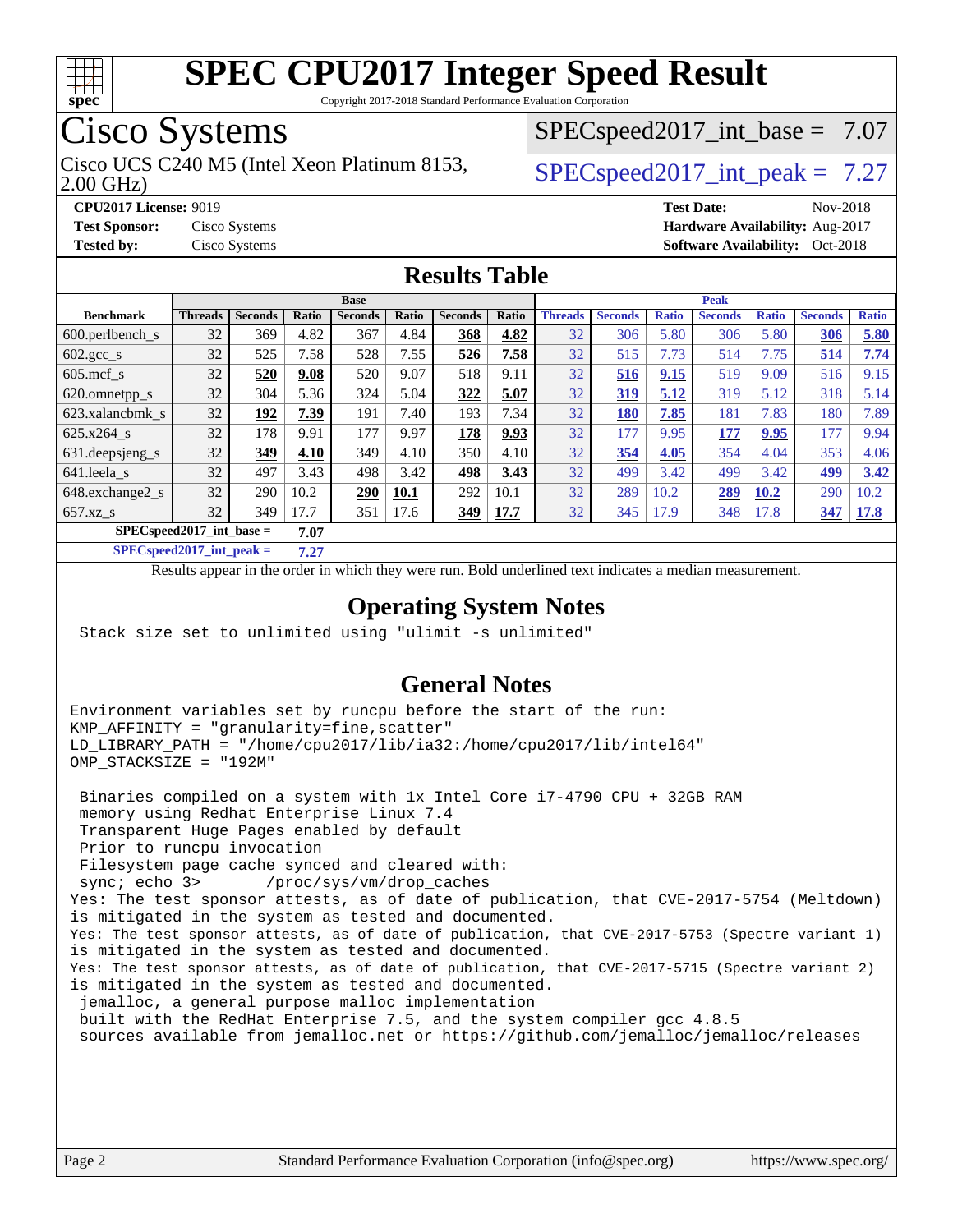# SPEC CPU2017 Integer Speed Result

Copyright 2017-2018 Standard Performance Evaluation Corporation

## Cisco Systems

Cisco UCS C240 M5 (Intel Xeon Platinum 8153, 2.00 GHz)

SPECspeed2017_int_base = 7.07

SPECspeed2017_int_peak = 7.27

**CPU2017 License:** 9019
**Test Sponsor:** Cisco Systems
**Tested by:** Cisco Systems

**Test Date:** Nov-2018
**Hardware Availability:** Aug-2017
**Software Availability:** Oct-2018

## Results Table

| | Base | | | | | | | Peak | | | | | | |
|---|---|---|---|---|---|---|---|---|---|---|---|---|---|---|
| **Benchmark** | **Threads** | **Seconds** | **Ratio** | **Seconds** | **Ratio** | **Seconds** | **Ratio** | **Threads** | **Seconds** | **Ratio** | **Seconds** | **Ratio** | **Seconds** | **Ratio** |
| 600.perlbench_s | 32 | 369 | 4.82 | 367 | 4.84 | **368** | **4.82** | 32 | 306 | 5.80 | 306 | 5.80 | **306** | **5.80** |
| 602.gcc_s | 32 | 525 | 7.58 | 528 | 7.55 | **526** | **7.58** | 32 | 515 | 7.73 | 514 | 7.75 | **514** | **7.74** |
| 605.mcf_s | 32 | **520** | **9.08** | 520 | 9.07 | 518 | 9.11 | 32 | **516** | **9.15** | 519 | 9.09 | 516 | 9.15 |
| 620.omnetpp_s | 32 | 304 | 5.36 | 324 | 5.04 | **322** | **5.07** | 32 | **319** | **5.12** | 319 | 5.12 | 318 | 5.14 |
| 623.xalancbmk_s | 32 | **192** | **7.39** | 191 | 7.40 | 193 | 7.34 | 32 | **180** | **7.85** | 181 | 7.83 | 180 | 7.89 |
| 625.x264_s | 32 | 178 | 9.91 | 177 | 9.97 | **178** | **9.93** | 32 | 177 | 9.95 | **177** | **9.95** | 177 | 9.94 |
| 631.deepsjeng_s | 32 | **349** | **4.10** | 349 | 4.10 | 350 | 4.10 | 32 | **354** | **4.05** | 354 | 4.04 | 353 | 4.06 |
| 641.leela_s | 32 | 497 | 3.43 | 498 | 3.42 | **498** | **3.43** | 32 | 499 | 3.42 | 499 | 3.42 | **499** | **3.42** |
| 648.exchange2_s | 32 | 290 | 10.2 | **290** | **10.1** | 292 | 10.1 | 32 | 289 | 10.2 | **289** | **10.2** | 290 | 10.2 |
| 657.xz_s | 32 | 349 | 17.7 | 351 | 17.6 | **349** | **17.7** | 32 | 345 | 17.9 | 348 | 17.8 | **347** | **17.8** |

**SPECspeed2017_int_base = 7.07**

**SPECspeed2017_int_peak = 7.27**

Results appear in the order in which they were run. Bold underlined text indicates a median measurement.

## Operating System Notes

```
Stack size set to unlimited using "ulimit -s unlimited"
```

## General Notes

```
Environment variables set by runcpu before the start of the run:
KMP_AFFINITY = "granularity=fine,scatter"
LD_LIBRARY_PATH = "/home/cpu2017/lib/ia32:/home/cpu2017/lib/intel64"
OMP_STACKSIZE = "192M"

 Binaries compiled on a system with 1x Intel Core i7-4790 CPU + 32GB RAM
 memory using Redhat Enterprise Linux 7.4
 Transparent Huge Pages enabled by default
 Prior to runcpu invocation
 Filesystem page cache synced and cleared with:
 sync; echo 3>       /proc/sys/vm/drop_caches
Yes: The test sponsor attests, as of date of publication, that CVE-2017-5754 (Meltdown)
is mitigated in the system as tested and documented.
Yes: The test sponsor attests, as of date of publication, that CVE-2017-5753 (Spectre variant 1)
is mitigated in the system as tested and documented.
Yes: The test sponsor attests, as of date of publication, that CVE-2017-5715 (Spectre variant 2)
is mitigated in the system as tested and documented.
 jemalloc, a general purpose malloc implementation
 built with the RedHat Enterprise 7.5, and the system compiler gcc 4.8.5
 sources available from jemalloc.net or https://github.com/jemalloc/jemalloc/releases
```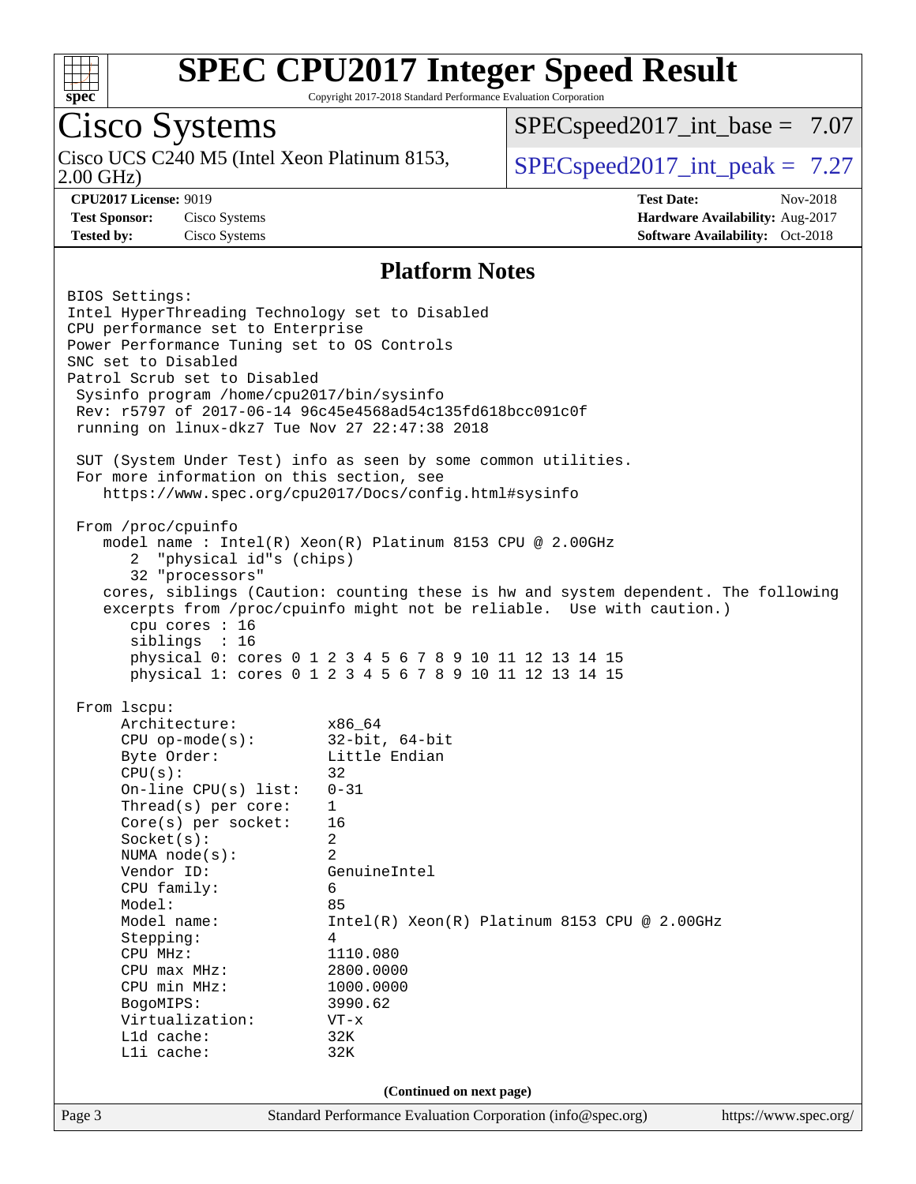# SPEC CPU2017 Integer Speed Result

Copyright 2017-2018 Standard Performance Evaluation Corporation

## Cisco Systems

Cisco UCS C240 M5 (Intel Xeon Platinum 8153, 2.00 GHz)

SPECspeed2017_int_base = 7.07

SPECspeed2017_int_peak = 7.27

**CPU2017 License:** 9019
**Test Sponsor:** Cisco Systems
**Tested by:** Cisco Systems

**Test Date:** Nov-2018
**Hardware Availability:** Aug-2017
**Software Availability:** Oct-2018

## Platform Notes

```
BIOS Settings:
Intel HyperThreading Technology set to Disabled
CPU performance set to Enterprise
Power Performance Tuning set to OS Controls
SNC set to Disabled
Patrol Scrub set to Disabled
 Sysinfo program /home/cpu2017/bin/sysinfo
 Rev: r5797 of 2017-06-14 96c45e4568ad54c135fd618bcc091c0f
 running on linux-dkz7 Tue Nov 27 22:47:38 2018

 SUT (System Under Test) info as seen by some common utilities.
 For more information on this section, see
    https://www.spec.org/cpu2017/Docs/config.html#sysinfo

 From /proc/cpuinfo
    model name : Intel(R) Xeon(R) Platinum 8153 CPU @ 2.00GHz
       2  "physical id"s (chips)
       32 "processors"
    cores, siblings (Caution: counting these is hw and system dependent. The following
    excerpts from /proc/cpuinfo might not be reliable.  Use with caution.)
       cpu cores : 16
       siblings  : 16
       physical 0: cores 0 1 2 3 4 5 6 7 8 9 10 11 12 13 14 15
       physical 1: cores 0 1 2 3 4 5 6 7 8 9 10 11 12 13 14 15

 From lscpu:
      Architecture:          x86_64
      CPU op-mode(s):        32-bit, 64-bit
      Byte Order:            Little Endian
      CPU(s):                32
      On-line CPU(s) list:   0-31
      Thread(s) per core:    1
      Core(s) per socket:    16
      Socket(s):             2
      NUMA node(s):          2
      Vendor ID:             GenuineIntel
      CPU family:            6
      Model:                 85
      Model name:            Intel(R) Xeon(R) Platinum 8153 CPU @ 2.00GHz
      Stepping:              4
      CPU MHz:               1110.080
      CPU max MHz:           2800.0000
      CPU min MHz:           1000.0000
      BogoMIPS:              3990.62
      Virtualization:        VT-x
      L1d cache:             32K
      L1i cache:             32K
```

(Continued on next page)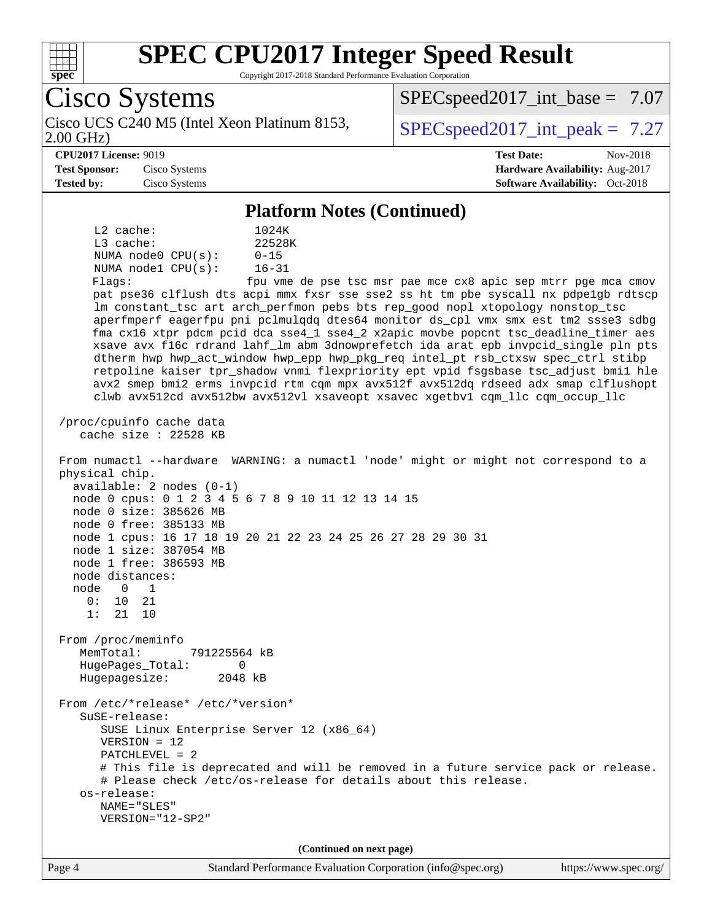# SPEC CPU2017 Integer Speed Result

Copyright 2017-2018 Standard Performance Evaluation Corporation

## Cisco Systems

Cisco UCS C240 M5 (Intel Xeon Platinum 8153, 2.00 GHz)

SPECspeed2017_int_base = 7.07

SPECspeed2017_int_peak = 7.27

**CPU2017 License:** 9019
**Test Sponsor:** Cisco Systems
**Tested by:** Cisco Systems

**Test Date:** Nov-2018
**Hardware Availability:** Aug-2017
**Software Availability:** Oct-2018

### Platform Notes (Continued)

```
     L2 cache:              1024K
     L3 cache:              22528K
     NUMA node0 CPU(s):     0-15
     NUMA node1 CPU(s):     16-31
     Flags:                 fpu vme de pse tsc msr pae mce cx8 apic sep mtrr pge mca cmov
     pat pse36 clflush dts acpi mmx fxsr sse sse2 ss ht tm pbe syscall nx pdpe1gb rdtscp
     lm constant_tsc art arch_perfmon pebs bts rep_good nopl xtopology nonstop_tsc
     aperfmperf eagerfpu pni pclmulqdq dtes64 monitor ds_cpl vmx smx est tm2 ssse3 sdbg
     fma cx16 xtpr pdcm pcid dca sse4_1 sse4_2 x2apic movbe popcnt tsc_deadline_timer aes
     xsave avx f16c rdrand lahf_lm abm 3dnowprefetch ida arat epb invpcid_single pln pts
     dtherm hwp hwp_act_window hwp_epp hwp_pkg_req intel_pt rsb_ctxsw spec_ctrl stibp
     retpoline kaiser tpr_shadow vnmi flexpriority ept vpid fsgsbase tsc_adjust bmi1 hle
     avx2 smep bmi2 erms invpcid rtm cqm mpx avx512f avx512dq rdseed adx smap clflushopt
     clwb avx512cd avx512bw avx512vl xsaveopt xsavec xgetbv1 cqm_llc cqm_occup_llc

 /proc/cpuinfo cache data
    cache size : 22528 KB

 From numactl --hardware  WARNING: a numactl 'node' might or might not correspond to a
 physical chip.
   available: 2 nodes (0-1)
   node 0 cpus: 0 1 2 3 4 5 6 7 8 9 10 11 12 13 14 15
   node 0 size: 385626 MB
   node 0 free: 385133 MB
   node 1 cpus: 16 17 18 19 20 21 22 23 24 25 26 27 28 29 30 31
   node 1 size: 387054 MB
   node 1 free: 386593 MB
   node distances:
   node   0   1
     0:  10  21
     1:  21  10

 From /proc/meminfo
    MemTotal:       791225564 kB
    HugePages_Total:       0
    Hugepagesize:       2048 kB

 From /etc/*release* /etc/*version*
    SuSE-release:
       SUSE Linux Enterprise Server 12 (x86_64)
       VERSION = 12
       PATCHLEVEL = 2
       # This file is deprecated and will be removed in a future service pack or release.
       # Please check /etc/os-release for details about this release.
    os-release:
       NAME="SLES"
       VERSION="12-SP2"
```

(Continued on next page)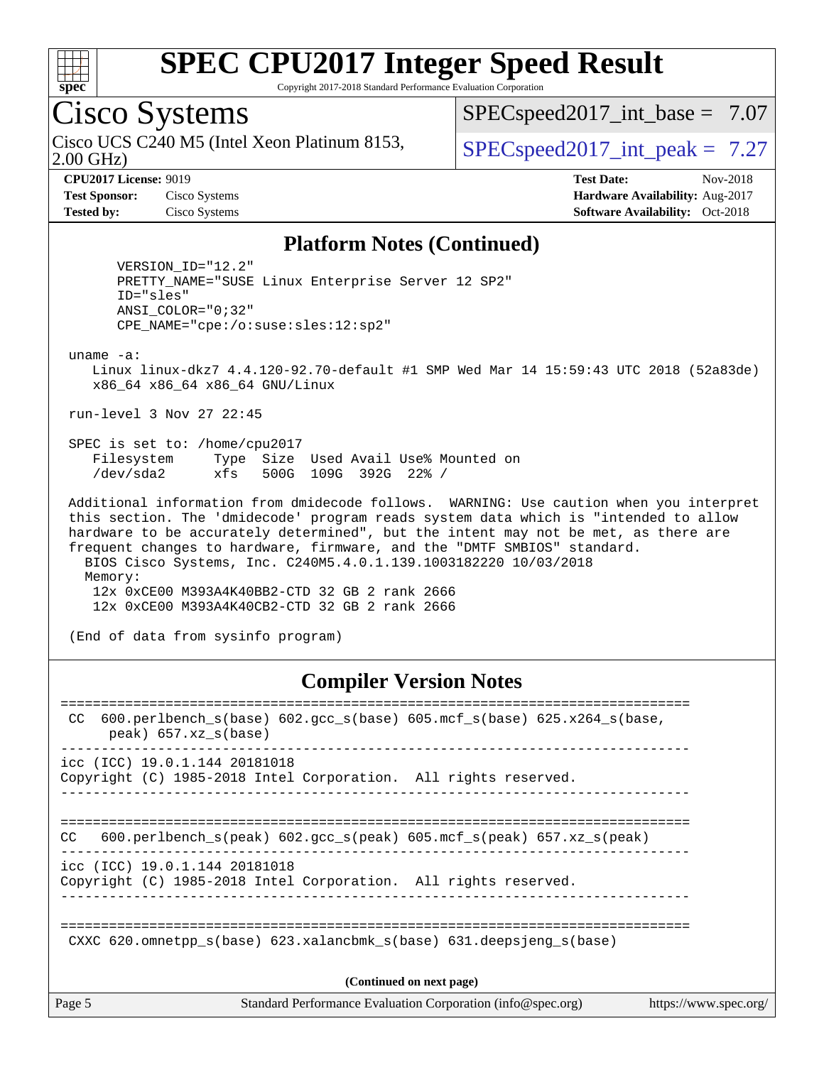# SPEC CPU2017 Integer Speed Result

Copyright 2017-2018 Standard Performance Evaluation Corporation

## Cisco Systems

Cisco UCS C240 M5 (Intel Xeon Platinum 8153, 2.00 GHz)

SPECspeed2017_int_base = 7.07

SPECspeed2017_int_peak = 7.27

**CPU2017 License:** 9019
**Test Sponsor:** Cisco Systems
**Tested by:** Cisco Systems

**Test Date:** Nov-2018
**Hardware Availability:** Aug-2017
**Software Availability:** Oct-2018

### Platform Notes (Continued)

```
      VERSION_ID="12.2"
      PRETTY_NAME="SUSE Linux Enterprise Server 12 SP2"
      ID="sles"
      ANSI_COLOR="0;32"
      CPE_NAME="cpe:/o:suse:sles:12:sp2"

 uname -a:
    Linux linux-dkz7 4.4.120-92.70-default #1 SMP Wed Mar 14 15:59:43 UTC 2018 (52a83de)
    x86_64 x86_64 x86_64 GNU/Linux

 run-level 3 Nov 27 22:45

 SPEC is set to: /home/cpu2017
    Filesystem     Type  Size  Used Avail Use% Mounted on
    /dev/sda2      xfs   500G  109G  392G  22% /

 Additional information from dmidecode follows.  WARNING: Use caution when you interpret
 this section. The 'dmidecode' program reads system data which is "intended to allow
 hardware to be accurately determined", but the intent may not be met, as there are
 frequent changes to hardware, firmware, and the "DMTF SMBIOS" standard.
   BIOS Cisco Systems, Inc. C240M5.4.0.1.139.1003182220 10/03/2018
   Memory:
    12x 0xCE00 M393A4K40BB2-CTD 32 GB 2 rank 2666
    12x 0xCE00 M393A4K40CB2-CTD 32 GB 2 rank 2666

 (End of data from sysinfo program)
```

### Compiler Version Notes

```
==============================================================================
 CC  600.perlbench_s(base) 602.gcc_s(base) 605.mcf_s(base) 625.x264_s(base,
      peak) 657.xz_s(base)
------------------------------------------------------------------------------
icc (ICC) 19.0.1.144 20181018
Copyright (C) 1985-2018 Intel Corporation.  All rights reserved.
------------------------------------------------------------------------------

==============================================================================
CC   600.perlbench_s(peak) 602.gcc_s(peak) 605.mcf_s(peak) 657.xz_s(peak)
------------------------------------------------------------------------------
icc (ICC) 19.0.1.144 20181018
Copyright (C) 1985-2018 Intel Corporation.  All rights reserved.
------------------------------------------------------------------------------

==============================================================================
 CXXC 620.omnetpp_s(base) 623.xalancbmk_s(base) 631.deepsjeng_s(base)
```

**(Continued on next page)**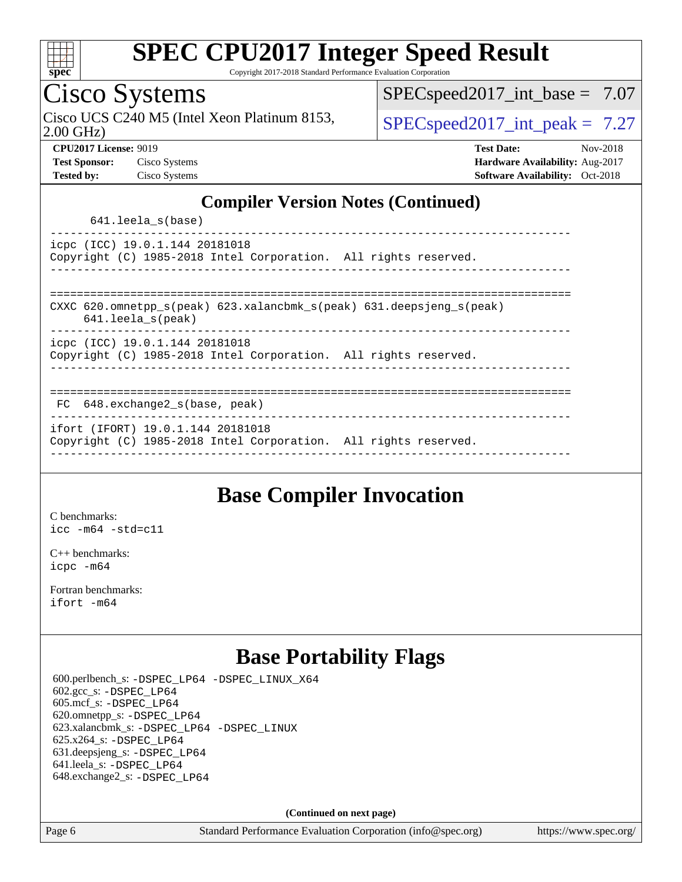## Compiler Version Notes (Continued)

```
      641.leela_s(base)
------------------------------------------------------------------------------
icpc (ICC) 19.0.1.144 20181018
Copyright (C) 1985-2018 Intel Corporation.  All rights reserved.
------------------------------------------------------------------------------

==============================================================================
CXXC 620.omnetpp_s(peak) 623.xalancbmk_s(peak) 631.deepsjeng_s(peak)
     641.leela_s(peak)
------------------------------------------------------------------------------
icpc (ICC) 19.0.1.144 20181018
Copyright (C) 1985-2018 Intel Corporation.  All rights reserved.
------------------------------------------------------------------------------

==============================================================================
 FC  648.exchange2_s(base, peak)
------------------------------------------------------------------------------
ifort (IFORT) 19.0.1.144 20181018
Copyright (C) 1985-2018 Intel Corporation.  All rights reserved.
------------------------------------------------------------------------------
```

## Base Compiler Invocation

C benchmarks:
icc -m64 -std=c11

C++ benchmarks:
icpc -m64

Fortran benchmarks:
ifort -m64

## Base Portability Flags

600.perlbench_s: -DSPEC_LP64 -DSPEC_LINUX_X64
602.gcc_s: -DSPEC_LP64
605.mcf_s: -DSPEC_LP64
620.omnetpp_s: -DSPEC_LP64
623.xalancbmk_s: -DSPEC_LP64 -DSPEC_LINUX
625.x264_s: -DSPEC_LP64
631.deepsjeng_s: -DSPEC_LP64
641.leela_s: -DSPEC_LP64
648.exchange2_s: -DSPEC_LP64

**(Continued on next page)**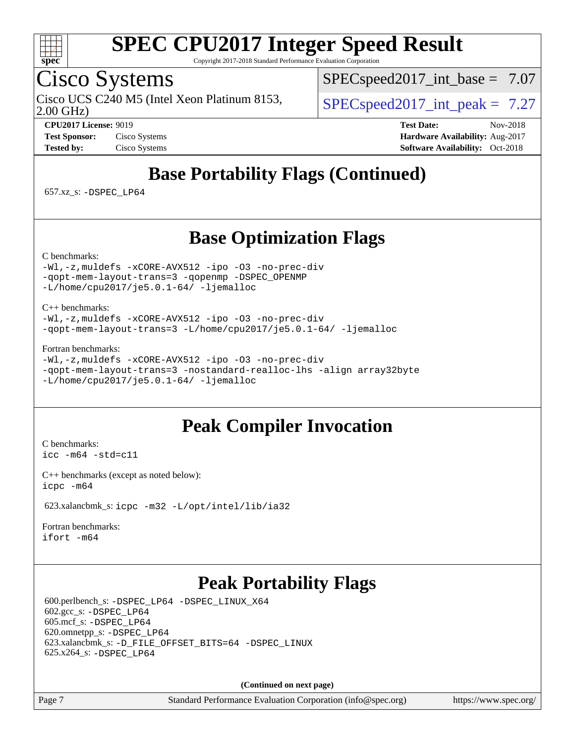# SPEC CPU2017 Integer Speed Result

Copyright 2017-2018 Standard Performance Evaluation Corporation

## Cisco Systems

Cisco UCS C240 M5 (Intel Xeon Platinum 8153, 2.00 GHz)

SPECspeed2017_int_base = 7.07

SPECspeed2017_int_peak = 7.27

**CPU2017 License:** 9019
**Test Sponsor:** Cisco Systems
**Tested by:** Cisco Systems

**Test Date:** Nov-2018
**Hardware Availability:** Aug-2017
**Software Availability:** Oct-2018

## Base Portability Flags (Continued)

657.xz_s: -DSPEC_LP64

## Base Optimization Flags

C benchmarks:
```
-Wl,-z,muldefs -xCORE-AVX512 -ipo -O3 -no-prec-div
-qopt-mem-layout-trans=3 -qopenmp -DSPEC_OPENMP
-L/home/cpu2017/je5.0.1-64/ -ljemalloc
```

C++ benchmarks:
```
-Wl,-z,muldefs -xCORE-AVX512 -ipo -O3 -no-prec-div
-qopt-mem-layout-trans=3 -L/home/cpu2017/je5.0.1-64/ -ljemalloc
```

Fortran benchmarks:
```
-Wl,-z,muldefs -xCORE-AVX512 -ipo -O3 -no-prec-div
-qopt-mem-layout-trans=3 -nostandard-realloc-lhs -align array32byte
-L/home/cpu2017/je5.0.1-64/ -ljemalloc
```

## Peak Compiler Invocation

C benchmarks:
```
icc -m64 -std=c11
```

C++ benchmarks (except as noted below):
```
icpc -m64
```

623.xalancbmk_s: icpc -m32 -L/opt/intel/lib/ia32

Fortran benchmarks:
```
ifort -m64
```

## Peak Portability Flags

600.perlbench_s: -DSPEC_LP64 -DSPEC_LINUX_X64
602.gcc_s: -DSPEC_LP64
605.mcf_s: -DSPEC_LP64
620.omnetpp_s: -DSPEC_LP64
623.xalancbmk_s: -D_FILE_OFFSET_BITS=64 -DSPEC_LINUX
625.x264_s: -DSPEC_LP64

**(Continued on next page)**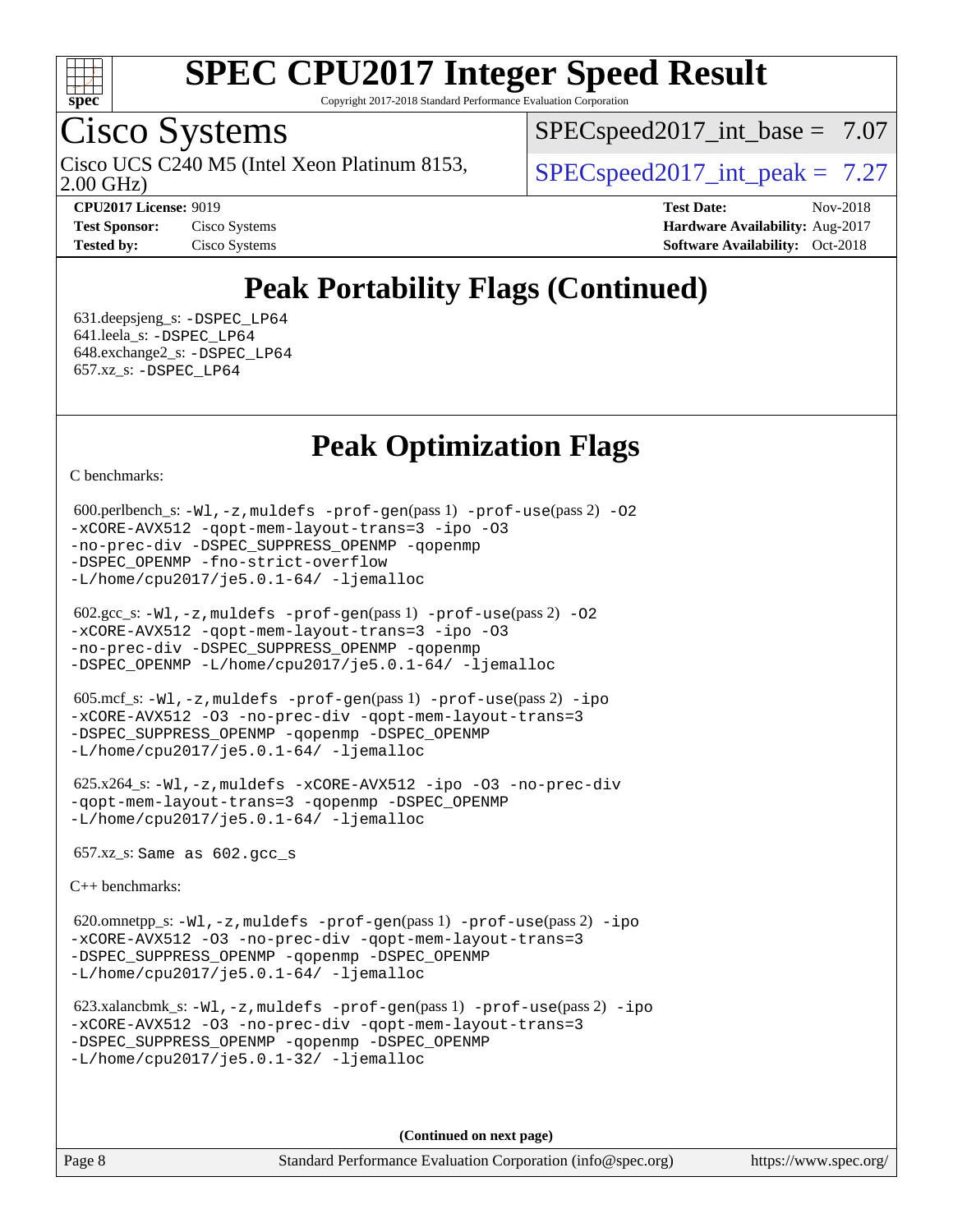# SPEC CPU2017 Integer Speed Result

Copyright 2017-2018 Standard Performance Evaluation Corporation

## Cisco Systems

Cisco UCS C240 M5 (Intel Xeon Platinum 8153, 2.00 GHz)

SPECspeed2017_int_base = 7.07

SPECspeed2017_int_peak = 7.27

**CPU2017 License:** 9019
**Test Sponsor:** Cisco Systems
**Tested by:** Cisco Systems

**Test Date:** Nov-2018
**Hardware Availability:** Aug-2017
**Software Availability:** Oct-2018

## Peak Portability Flags (Continued)

631.deepsjeng_s: -DSPEC_LP64
641.leela_s: -DSPEC_LP64
648.exchange2_s: -DSPEC_LP64
657.xz_s: -DSPEC_LP64

## Peak Optimization Flags

C benchmarks:

600.perlbench_s: -Wl,-z,muldefs -prof-gen(pass 1) -prof-use(pass 2) -O2 -xCORE-AVX512 -qopt-mem-layout-trans=3 -ipo -O3 -no-prec-div -DSPEC_SUPPRESS_OPENMP -qopenmp -DSPEC_OPENMP -fno-strict-overflow -L/home/cpu2017/je5.0.1-64/ -ljemalloc

602.gcc_s: -Wl,-z,muldefs -prof-gen(pass 1) -prof-use(pass 2) -O2 -xCORE-AVX512 -qopt-mem-layout-trans=3 -ipo -O3 -no-prec-div -DSPEC_SUPPRESS_OPENMP -qopenmp -DSPEC_OPENMP -L/home/cpu2017/je5.0.1-64/ -ljemalloc

605.mcf_s: -Wl,-z,muldefs -prof-gen(pass 1) -prof-use(pass 2) -ipo -xCORE-AVX512 -O3 -no-prec-div -qopt-mem-layout-trans=3 -DSPEC_SUPPRESS_OPENMP -qopenmp -DSPEC_OPENMP -L/home/cpu2017/je5.0.1-64/ -ljemalloc

625.x264_s: -Wl,-z,muldefs -xCORE-AVX512 -ipo -O3 -no-prec-div -qopt-mem-layout-trans=3 -qopenmp -DSPEC_OPENMP -L/home/cpu2017/je5.0.1-64/ -ljemalloc

657.xz_s: Same as 602.gcc_s

C++ benchmarks:

620.omnetpp_s: -Wl,-z,muldefs -prof-gen(pass 1) -prof-use(pass 2) -ipo -xCORE-AVX512 -O3 -no-prec-div -qopt-mem-layout-trans=3 -DSPEC_SUPPRESS_OPENMP -qopenmp -DSPEC_OPENMP -L/home/cpu2017/je5.0.1-64/ -ljemalloc

623.xalancbmk_s: -Wl,-z,muldefs -prof-gen(pass 1) -prof-use(pass 2) -ipo -xCORE-AVX512 -O3 -no-prec-div -qopt-mem-layout-trans=3 -DSPEC_SUPPRESS_OPENMP -qopenmp -DSPEC_OPENMP -L/home/cpu2017/je5.0.1-32/ -ljemalloc

**(Continued on next page)**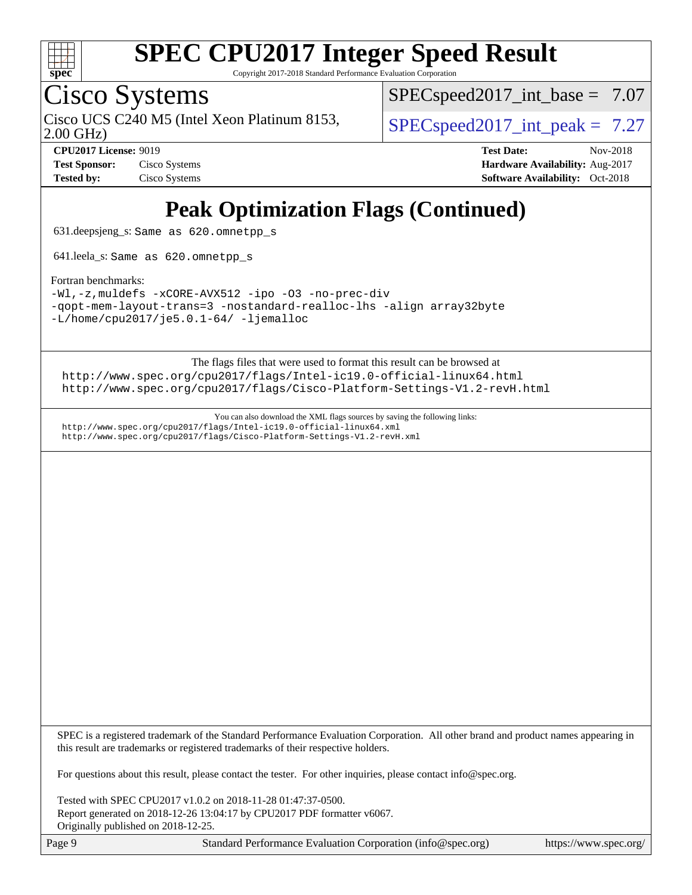# Peak Optimization Flags (Continued)

631.deepsjeng_s: Same as 620.omnetpp_s

641.leela_s: Same as 620.omnetpp_s

Fortran benchmarks:

```
-Wl,-z,muldefs -xCORE-AVX512 -ipo -O3 -no-prec-div
-qopt-mem-layout-trans=3 -nostandard-realloc-lhs -align array32byte
-L/home/cpu2017/je5.0.1-64/ -ljemalloc
```

The flags files that were used to format this result can be browsed at

http://www.spec.org/cpu2017/flags/Intel-ic19.0-official-linux64.html
http://www.spec.org/cpu2017/flags/Cisco-Platform-Settings-V1.2-revH.html

You can also download the XML flags sources by saving the following links:

http://www.spec.org/cpu2017/flags/Intel-ic19.0-official-linux64.xml
http://www.spec.org/cpu2017/flags/Cisco-Platform-Settings-V1.2-revH.xml

SPEC is a registered trademark of the Standard Performance Evaluation Corporation. All other brand and product names appearing in this result are trademarks or registered trademarks of their respective holders.

For questions about this result, please contact the tester. For other inquiries, please contact info@spec.org.

Tested with SPEC CPU2017 v1.0.2 on 2018-11-28 01:47:37-0500.
Report generated on 2018-12-26 13:04:17 by CPU2017 PDF formatter v6067.
Originally published on 2018-12-25.